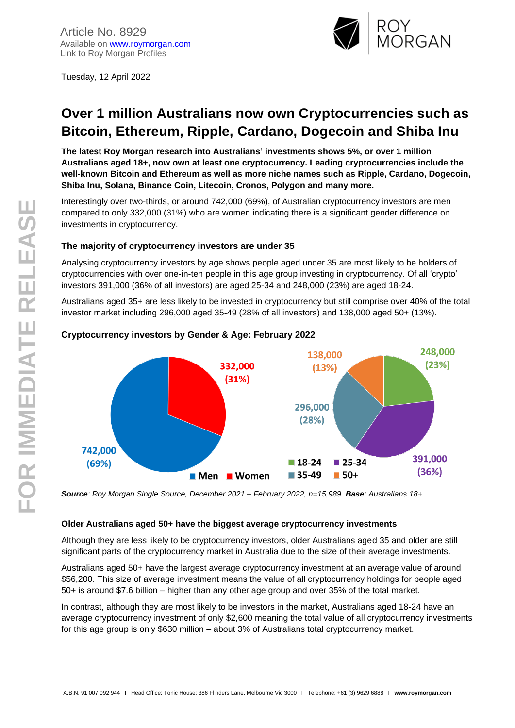Article No. 8929
Available on [www.roymorgan.com](http://www.roymorgan.com)
[Link to Roy Morgan Profiles]()

Tuesday, 12 April 2022

# Over 1 million Australians now own Cryptocurrencies such as Bitcoin, Ethereum, Ripple, Cardano, Dogecoin and Shiba Inu

**The latest Roy Morgan research into Australians' investments shows 5%, or over 1 million Australians aged 18+, now own at least one cryptocurrency. Leading cryptocurrencies include the well-known Bitcoin and Ethereum as well as more niche names such as Ripple, Cardano, Dogecoin, Shiba Inu, Solana, Binance Coin, Litecoin, Cronos, Polygon and many more.**

Interestingly over two-thirds, or around 742,000 (69%), of Australian cryptocurrency investors are men compared to only 332,000 (31%) who are women indicating there is a significant gender difference on investments in cryptocurrency.

### The majority of cryptocurrency investors are under 35

Analysing cryptocurrency investors by age shows people aged under 35 are most likely to be holders of cryptocurrencies with over one-in-ten people in this age group investing in cryptocurrency. Of all 'crypto' investors 391,000 (36% of all investors) are aged 25-34 and 248,000 (23%) are aged 18-24.

Australians aged 35+ are less likely to be invested in cryptocurrency but still comprise over 40% of the total investor market including 296,000 aged 35-49 (28% of all investors) and 138,000 aged 50+ (13%).

### Cryptocurrency investors by Gender & Age: February 2022

| Gender | Investors |
|---|---|
| Men | 742,000 (69%) |
| Women | 332,000 (31%) |

| Age | Investors |
|---|---|
| 18-24 | 248,000 (23%) |
| 25-34 | 391,000 (36%) |
| 35-49 | 296,000 (28%) |
| 50+ | 138,000 (13%) |

***Source**: Roy Morgan Single Source, December 2021 – February 2022, n=15,989. **Base**: Australians 18+.*

### Older Australians aged 50+ have the biggest average cryptocurrency investments

Although they are less likely to be cryptocurrency investors, older Australians aged 35 and older are still significant parts of the cryptocurrency market in Australia due to the size of their average investments.

Australians aged 50+ have the largest average cryptocurrency investment at an average value of around $56,200. This size of average investment means the value of all cryptocurrency holdings for people aged 50+ is around $7.6 billion – higher than any other age group and over 35% of the total market.

In contrast, although they are most likely to be investors in the market, Australians aged 18-24 have an average cryptocurrency investment of only $2,600 meaning the total value of all cryptocurrency investments for this age group is only $630 million – about 3% of Australians total cryptocurrency market.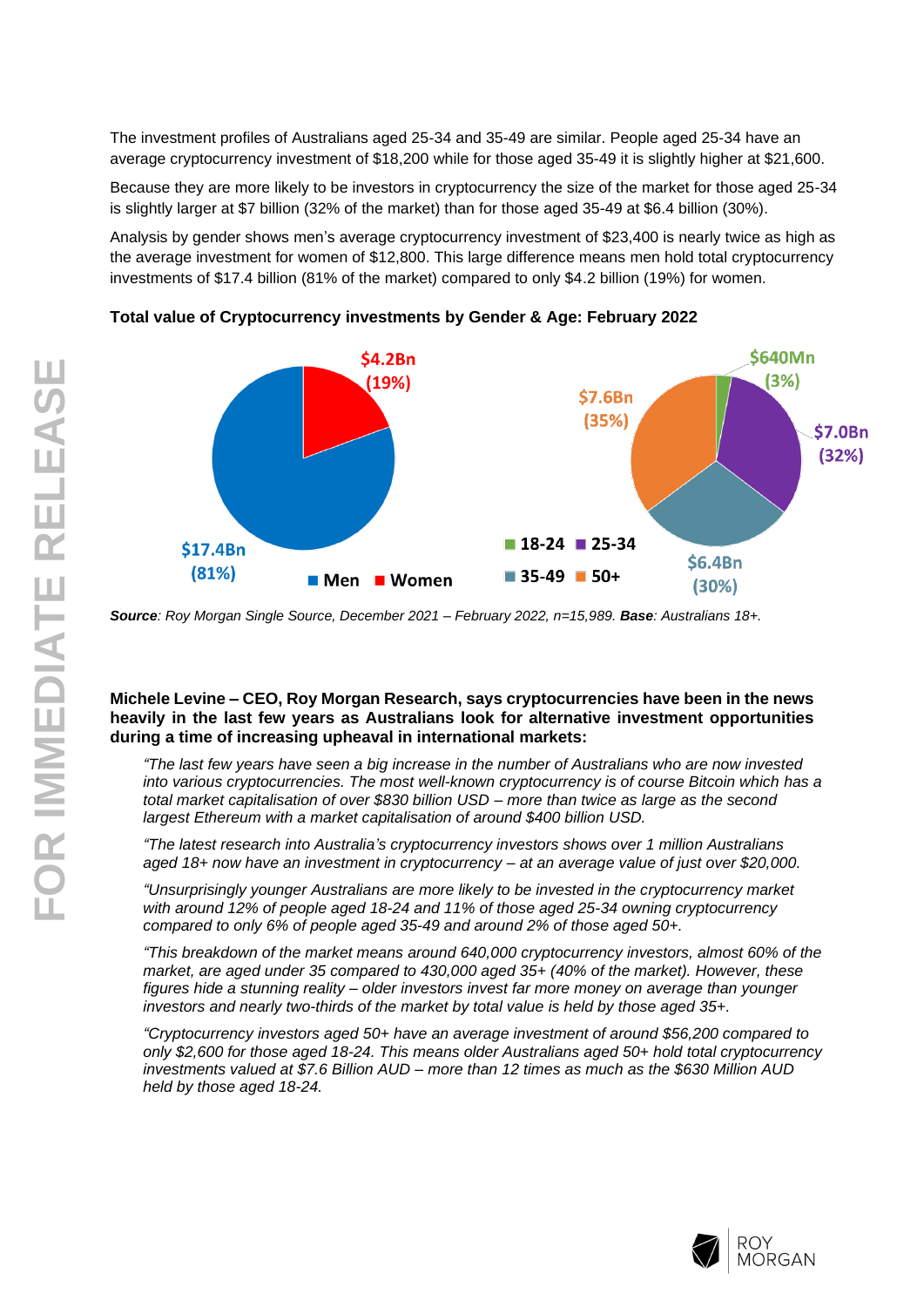The investment profiles of Australians aged 25-34 and 35-49 are similar. People aged 25-34 have an average cryptocurrency investment of $18,200 while for those aged 35-49 it is slightly higher at $21,600.

Because they are more likely to be investors in cryptocurrency the size of the market for those aged 25-34 is slightly larger at $7 billion (32% of the market) than for those aged 35-49 at $6.4 billion (30%).

Analysis by gender shows men's average cryptocurrency investment of $23,400 is nearly twice as high as the average investment for women of $12,800. This large difference means men hold total cryptocurrency investments of $17.4 billion (81% of the market) compared to only $4.2 billion (19%) for women.

**Total value of Cryptocurrency investments by Gender & Age: February 2022**

| Gender | Value | Share |
| --- | --- | --- |
| Men | $17.4Bn | 81% |
| Women | $4.2Bn | 19% |

| Age | Value | Share |
| --- | --- | --- |
| 18-24 | $640Mn | 3% |
| 25-34 | $7.0Bn | 32% |
| 35-49 | $6.4Bn | 30% |
| 50+ | $7.6Bn | 35% |

***Source**: Roy Morgan Single Source, December 2021 – February 2022, n=15,989. **Base**: Australians 18+.*

**Michele Levine – CEO, Roy Morgan Research, says cryptocurrencies have been in the news heavily in the last few years as Australians look for alternative investment opportunities during a time of increasing upheaval in international markets:**

*"The last few years have seen a big increase in the number of Australians who are now invested into various cryptocurrencies. The most well-known cryptocurrency is of course Bitcoin which has a total market capitalisation of over $830 billion USD – more than twice as large as the second largest Ethereum with a market capitalisation of around $400 billion USD.*

*"The latest research into Australia's cryptocurrency investors shows over 1 million Australians aged 18+ now have an investment in cryptocurrency – at an average value of just over $20,000.*

*"Unsurprisingly younger Australians are more likely to be invested in the cryptocurrency market with around 12% of people aged 18-24 and 11% of those aged 25-34 owning cryptocurrency compared to only 6% of people aged 35-49 and around 2% of those aged 50+.*

*"This breakdown of the market means around 640,000 cryptocurrency investors, almost 60% of the market, are aged under 35 compared to 430,000 aged 35+ (40% of the market). However, these figures hide a stunning reality – older investors invest far more money on average than younger investors and nearly two-thirds of the market by total value is held by those aged 35+.*

*"Cryptocurrency investors aged 50+ have an average investment of around $56,200 compared to only $2,600 for those aged 18-24. This means older Australians aged 50+ hold total cryptocurrency investments valued at $7.6 Billion AUD – more than 12 times as much as the $630 Million AUD held by those aged 18-24.*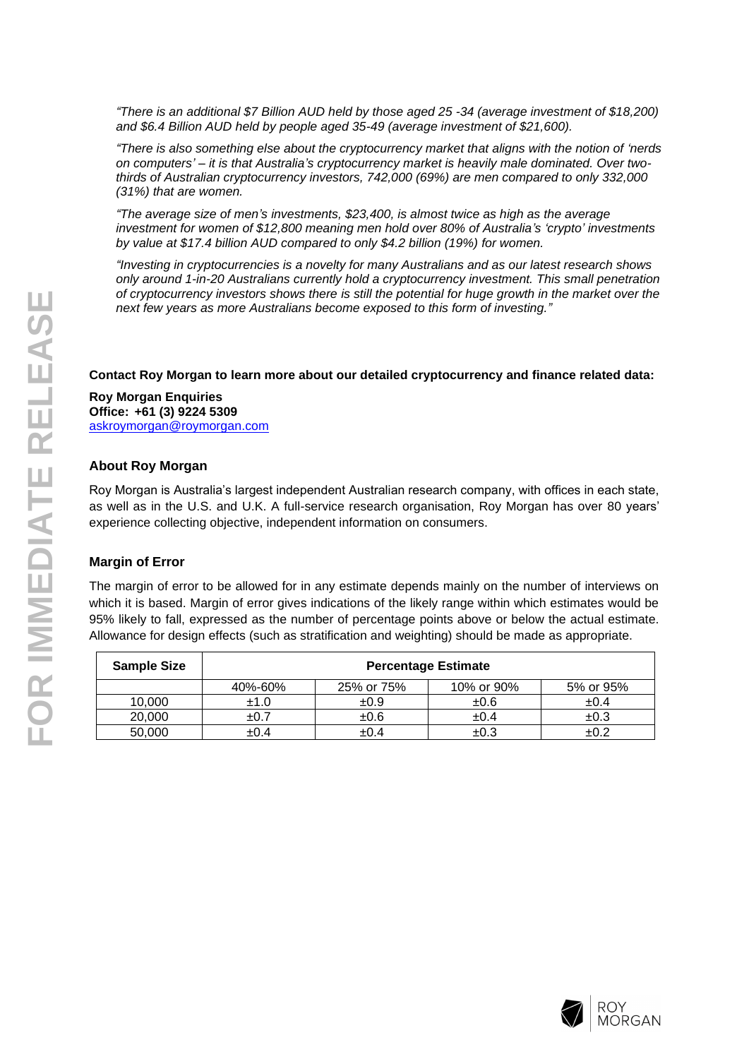*"There is an additional $7 Billion AUD held by those aged 25 -34 (average investment of $18,200) and $6.4 Billion AUD held by people aged 35-49 (average investment of $21,600).*

*"There is also something else about the cryptocurrency market that aligns with the notion of 'nerds on computers' – it is that Australia's cryptocurrency market is heavily male dominated. Over two-thirds of Australian cryptocurrency investors, 742,000 (69%) are men compared to only 332,000 (31%) that are women.*

*"The average size of men's investments, $23,400, is almost twice as high as the average investment for women of $12,800 meaning men hold over 80% of Australia's 'crypto' investments by value at $17.4 billion AUD compared to only $4.2 billion (19%) for women.*

*"Investing in cryptocurrencies is a novelty for many Australians and as our latest research shows only around 1-in-20 Australians currently hold a cryptocurrency investment. This small penetration of cryptocurrency investors shows there is still the potential for huge growth in the market over the next few years as more Australians become exposed to this form of investing."*

**Contact Roy Morgan to learn more about our detailed cryptocurrency and finance related data:**

**Roy Morgan Enquiries**
**Office: +61 (3) 9224 5309**
askroymorgan@roymorgan.com

### About Roy Morgan

Roy Morgan is Australia's largest independent Australian research company, with offices in each state, as well as in the U.S. and U.K. A full-service research organisation, Roy Morgan has over 80 years' experience collecting objective, independent information on consumers.

### Margin of Error

The margin of error to be allowed for in any estimate depends mainly on the number of interviews on which it is based. Margin of error gives indications of the likely range within which estimates would be 95% likely to fall, expressed as the number of percentage points above or below the actual estimate. Allowance for design effects (such as stratification and weighting) should be made as appropriate.

| Sample Size | Percentage Estimate | | | |
|---|---|---|---|---|
| | 40%-60% | 25% or 75% | 10% or 90% | 5% or 95% |
| 10,000 | ±1.0 | ±0.9 | ±0.6 | ±0.4 |
| 20,000 | ±0.7 | ±0.6 | ±0.4 | ±0.3 |
| 50,000 | ±0.4 | ±0.4 | ±0.3 | ±0.2 |